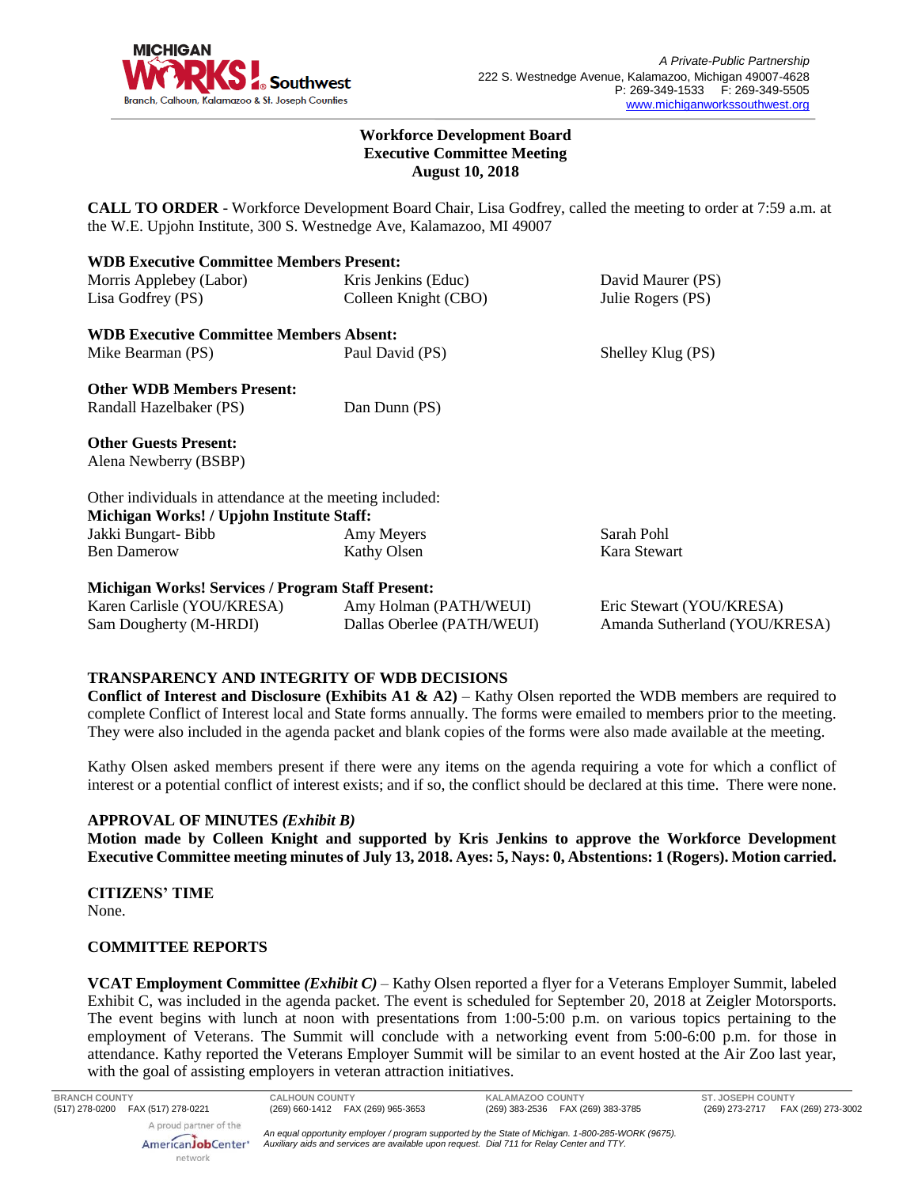A Private-Public Partnership
222 S. Westnedge Avenue, Kalamazoo, Michigan 49007-4628
P: 269-349-1533 F: 269-349-5505
www.michiganworkssouthwest.org

**Workforce Development Board**
**Executive Committee Meeting**
**August 10, 2018**

**CALL TO ORDER** - Workforce Development Board Chair, Lisa Godfrey, called the meeting to order at 7:59 a.m. at the W.E. Upjohn Institute, 300 S. Westnedge Ave, Kalamazoo, MI 49007

**WDB Executive Committee Members Present:**

| | | |
|---|---|---|
| Morris Applebey (Labor) | Kris Jenkins (Educ) | David Maurer (PS) |
| Lisa Godfrey (PS) | Colleen Knight (CBO) | Julie Rogers (PS) |

**WDB Executive Committee Members Absent:**

| | | |
|---|---|---|
| Mike Bearman (PS) | Paul David (PS) | Shelley Klug (PS) |

**Other WDB Members Present:**

| | |
|---|---|
| Randall Hazelbaker (PS) | Dan Dunn (PS) |

**Other Guests Present:**
Alena Newberry (BSBP)

Other individuals in attendance at the meeting included:
**Michigan Works! / Upjohn Institute Staff:**

| | | |
|---|---|---|
| Jakki Bungart- Bibb | Amy Meyers | Sarah Pohl |
| Ben Damerow | Kathy Olsen | Kara Stewart |

**Michigan Works! Services / Program Staff Present:**

| | | |
|---|---|---|
| Karen Carlisle (YOU/KRESA) | Amy Holman (PATH/WEUI) | Eric Stewart (YOU/KRESA) |
| Sam Dougherty (M-HRDI) | Dallas Oberlee (PATH/WEUI) | Amanda Sutherland (YOU/KRESA) |

## TRANSPARENCY AND INTEGRITY OF WDB DECISIONS

**Conflict of Interest and Disclosure (Exhibits A1 & A2)** – Kathy Olsen reported the WDB members are required to complete Conflict of Interest local and State forms annually. The forms were emailed to members prior to the meeting. They were also included in the agenda packet and blank copies of the forms were also made available at the meeting.

Kathy Olsen asked members present if there were any items on the agenda requiring a vote for which a conflict of interest or a potential conflict of interest exists; and if so, the conflict should be declared at this time. There were none.

## APPROVAL OF MINUTES *(Exhibit B)*

**Motion made by Colleen Knight and supported by Kris Jenkins to approve the Workforce Development Executive Committee meeting minutes of July 13, 2018. Ayes: 5, Nays: 0, Abstentions: 1 (Rogers). Motion carried.**

## CITIZENS' TIME

None.

## COMMITTEE REPORTS

**VCAT Employment Committee *(Exhibit C)*** – Kathy Olsen reported a flyer for a Veterans Employer Summit, labeled Exhibit C, was included in the agenda packet. The event is scheduled for September 20, 2018 at Zeigler Motorsports. The event begins with lunch at noon with presentations from 1:00-5:00 p.m. on various topics pertaining to the employment of Veterans. The Summit will conclude with a networking event from 5:00-6:00 p.m. for those in attendance. Kathy reported the Veterans Employer Summit will be similar to an event hosted at the Air Zoo last year, with the goal of assisting employers in veteran attraction initiatives.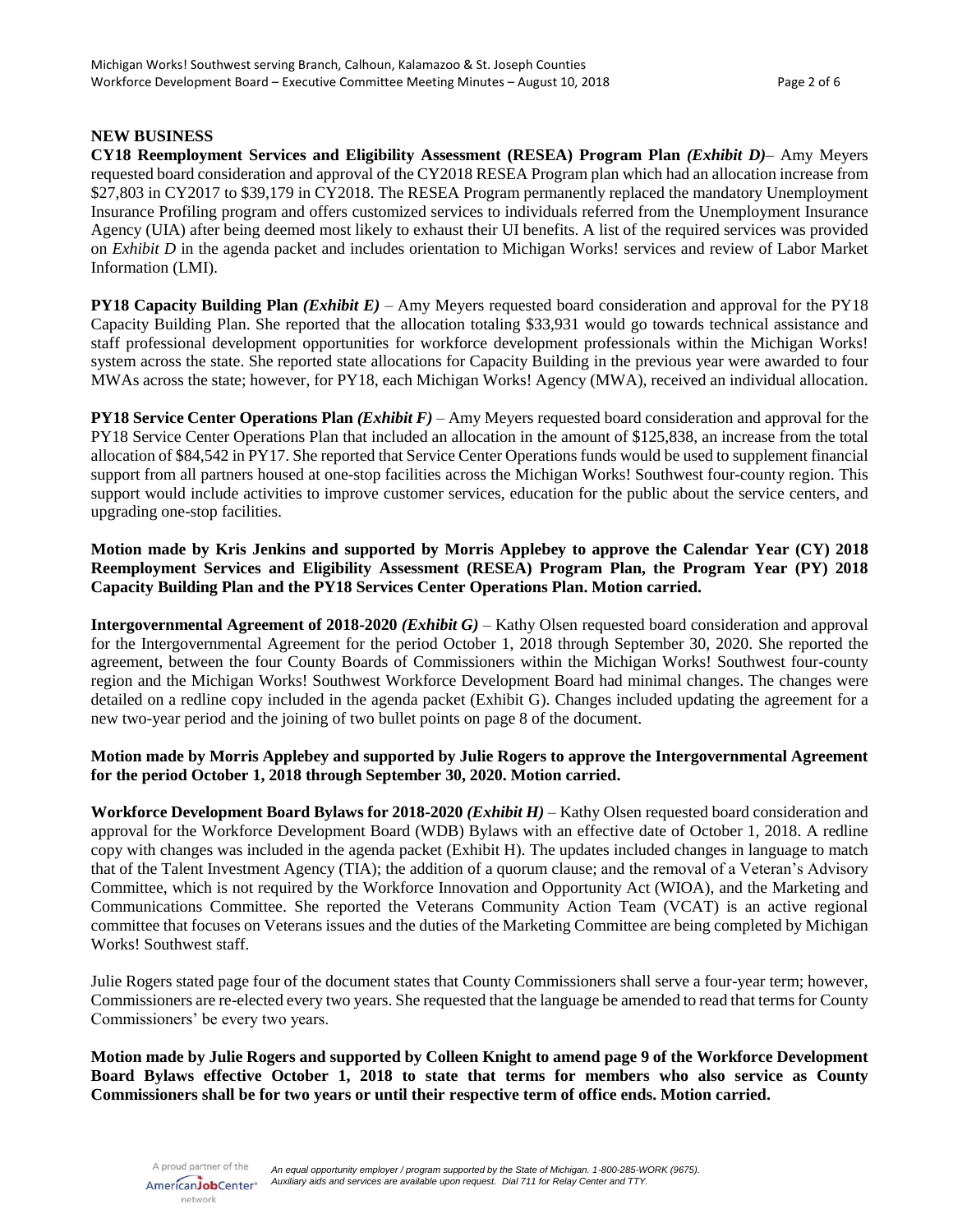**NEW BUSINESS**

**CY18 Reemployment Services and Eligibility Assessment (RESEA) Program Plan *(Exhibit D)***– Amy Meyers requested board consideration and approval of the CY2018 RESEA Program plan which had an allocation increase from $27,803 in CY2017 to $39,179 in CY2018. The RESEA Program permanently replaced the mandatory Unemployment Insurance Profiling program and offers customized services to individuals referred from the Unemployment Insurance Agency (UIA) after being deemed most likely to exhaust their UI benefits. A list of the required services was provided on *Exhibit D* in the agenda packet and includes orientation to Michigan Works! services and review of Labor Market Information (LMI).

**PY18 Capacity Building Plan *(Exhibit E)*** – Amy Meyers requested board consideration and approval for the PY18 Capacity Building Plan. She reported that the allocation totaling $33,931 would go towards technical assistance and staff professional development opportunities for workforce development professionals within the Michigan Works! system across the state. She reported state allocations for Capacity Building in the previous year were awarded to four MWAs across the state; however, for PY18, each Michigan Works! Agency (MWA), received an individual allocation.

**PY18 Service Center Operations Plan *(Exhibit F)*** – Amy Meyers requested board consideration and approval for the PY18 Service Center Operations Plan that included an allocation in the amount of $125,838, an increase from the total allocation of $84,542 in PY17. She reported that Service Center Operations funds would be used to supplement financial support from all partners housed at one-stop facilities across the Michigan Works! Southwest four-county region. This support would include activities to improve customer services, education for the public about the service centers, and upgrading one-stop facilities.

**Motion made by Kris Jenkins and supported by Morris Applebey to approve the Calendar Year (CY) 2018 Reemployment Services and Eligibility Assessment (RESEA) Program Plan, the Program Year (PY) 2018 Capacity Building Plan and the PY18 Services Center Operations Plan. Motion carried.**

**Intergovernmental Agreement of 2018-2020 *(Exhibit G)*** – Kathy Olsen requested board consideration and approval for the Intergovernmental Agreement for the period October 1, 2018 through September 30, 2020. She reported the agreement, between the four County Boards of Commissioners within the Michigan Works! Southwest four-county region and the Michigan Works! Southwest Workforce Development Board had minimal changes. The changes were detailed on a redline copy included in the agenda packet (Exhibit G). Changes included updating the agreement for a new two-year period and the joining of two bullet points on page 8 of the document.

**Motion made by Morris Applebey and supported by Julie Rogers to approve the Intergovernmental Agreement for the period October 1, 2018 through September 30, 2020. Motion carried.**

**Workforce Development Board Bylaws for 2018-2020 *(Exhibit H)*** – Kathy Olsen requested board consideration and approval for the Workforce Development Board (WDB) Bylaws with an effective date of October 1, 2018. A redline copy with changes was included in the agenda packet (Exhibit H). The updates included changes in language to match that of the Talent Investment Agency (TIA); the addition of a quorum clause; and the removal of a Veteran's Advisory Committee, which is not required by the Workforce Innovation and Opportunity Act (WIOA), and the Marketing and Communications Committee. She reported the Veterans Community Action Team (VCAT) is an active regional committee that focuses on Veterans issues and the duties of the Marketing Committee are being completed by Michigan Works! Southwest staff.

Julie Rogers stated page four of the document states that County Commissioners shall serve a four-year term; however, Commissioners are re-elected every two years. She requested that the language be amended to read that terms for County Commissioners' be every two years.

**Motion made by Julie Rogers and supported by Colleen Knight to amend page 9 of the Workforce Development Board Bylaws effective October 1, 2018 to state that terms for members who also service as County Commissioners shall be for two years or until their respective term of office ends. Motion carried.**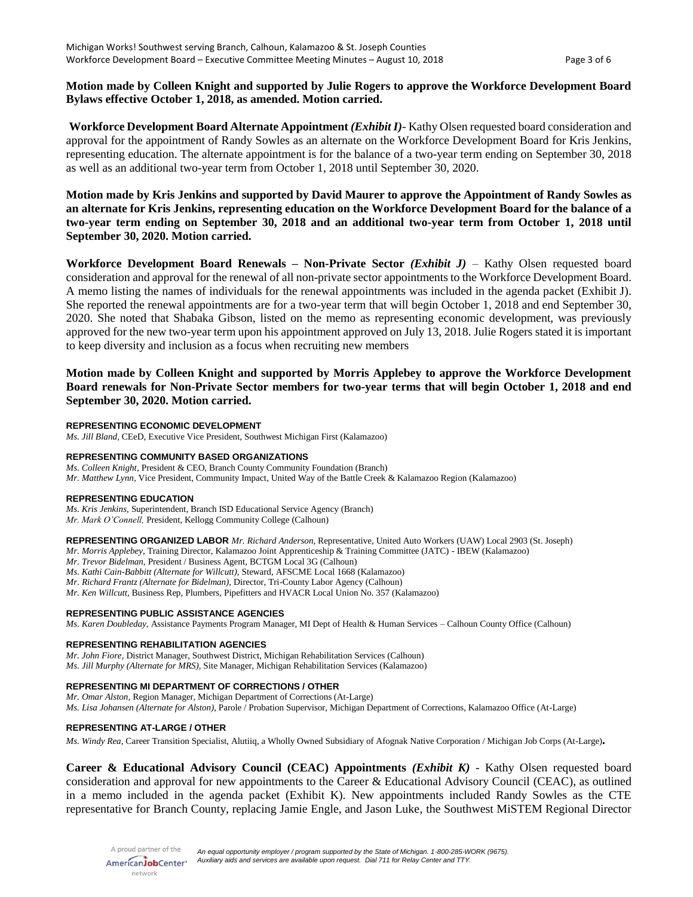**Motion made by Colleen Knight and supported by Julie Rogers to approve the Workforce Development Board Bylaws effective October 1, 2018, as amended. Motion carried.**

**Workforce Development Board Alternate Appointment *(Exhibit I)***- Kathy Olsen requested board consideration and approval for the appointment of Randy Sowles as an alternate on the Workforce Development Board for Kris Jenkins, representing education. The alternate appointment is for the balance of a two-year term ending on September 30, 2018 as well as an additional two-year term from October 1, 2018 until September 30, 2020.

**Motion made by Kris Jenkins and supported by David Maurer to approve the Appointment of Randy Sowles as an alternate for Kris Jenkins, representing education on the Workforce Development Board for the balance of a two-year term ending on September 30, 2018 and an additional two-year term from October 1, 2018 until September 30, 2020. Motion carried.**

**Workforce Development Board Renewals – Non-Private Sector *(Exhibit J)*** – Kathy Olsen requested board consideration and approval for the renewal of all non-private sector appointments to the Workforce Development Board. A memo listing the names of individuals for the renewal appointments was included in the agenda packet (Exhibit J). She reported the renewal appointments are for a two-year term that will begin October 1, 2018 and end September 30, 2020. She noted that Shabaka Gibson, listed on the memo as representing economic development, was previously approved for the new two-year term upon his appointment approved on July 13, 2018. Julie Rogers stated it is important to keep diversity and inclusion as a focus when recruiting new members

**Motion made by Colleen Knight and supported by Morris Applebey to approve the Workforce Development Board renewals for Non-Private Sector members for two-year terms that will begin October 1, 2018 and end September 30, 2020. Motion carried.**

**REPRESENTING ECONOMIC DEVELOPMENT**
*Ms. Jill Bland*, CEeD, Executive Vice President, Southwest Michigan First (Kalamazoo)

**REPRESENTING COMMUNITY BASED ORGANIZATIONS**
*Ms. Colleen Knight*, President & CEO, Branch County Community Foundation (Branch)
*Mr. Matthew Lynn*, Vice President, Community Impact, United Way of the Battle Creek & Kalamazoo Region (Kalamazoo)

**REPRESENTING EDUCATION**
*Ms. Kris Jenkins*, Superintendent, Branch ISD Educational Service Agency (Branch)
*Mr. Mark O'Connell,* President, Kellogg Community College (Calhoun)

**REPRESENTING ORGANIZED LABOR** *Mr. Richard Anderson*, Representative, United Auto Workers (UAW) Local 2903 (St. Joseph)
*Mr. Morris Applebey*, Training Director, Kalamazoo Joint Apprenticeship & Training Committee (JATC) - IBEW (Kalamazoo)
*Mr. Trevor Bidelman*, President / Business Agent, BCTGM Local 3G (Calhoun)
*Ms. Kathi Cain-Babbitt (Alternate for Willcutt)*, Steward, AFSCME Local 1668 (Kalamazoo)
*Mr. Richard Frantz (Alternate for Bidelman)*, Director, Tri-County Labor Agency (Calhoun)
*Mr. Ken Willcutt*, Business Rep, Plumbers, Pipefitters and HVACR Local Union No. 357 (Kalamazoo)

**REPRESENTING PUBLIC ASSISTANCE AGENCIES**
*Ms. Karen Doubleday*, Assistance Payments Program Manager, MI Dept of Health & Human Services – Calhoun County Office (Calhoun)

**REPRESENTING REHABILITATION AGENCIES**
*Mr. John Fiore*, District Manager, Southwest District, Michigan Rehabilitation Services (Calhoun)
*Ms. Jill Murphy (Alternate for MRS)*, Site Manager, Michigan Rehabilitation Services (Kalamazoo)

**REPRESENTING MI DEPARTMENT OF CORRECTIONS / OTHER**
*Mr. Omar Alston*, Region Manager, Michigan Department of Corrections (At-Large)
*Ms. Lisa Johansen (Alternate for Alston)*, Parole / Probation Supervisor, Michigan Department of Corrections, Kalamazoo Office (At-Large)

**REPRESENTING AT-LARGE / OTHER**
*Ms. Windy Rea*, Career Transition Specialist, Alutiiq, a Wholly Owned Subsidiary of Afognak Native Corporation / Michigan Job Corps (At-Large)**.**

**Career & Educational Advisory Council (CEAC) Appointments *(Exhibit K)*** - Kathy Olsen requested board consideration and approval for new appointments to the Career & Educational Advisory Council (CEAC), as outlined in a memo included in the agenda packet (Exhibit K). New appointments included Randy Sowles as the CTE representative for Branch County, replacing Jamie Engle, and Jason Luke, the Southwest MiSTEM Regional Director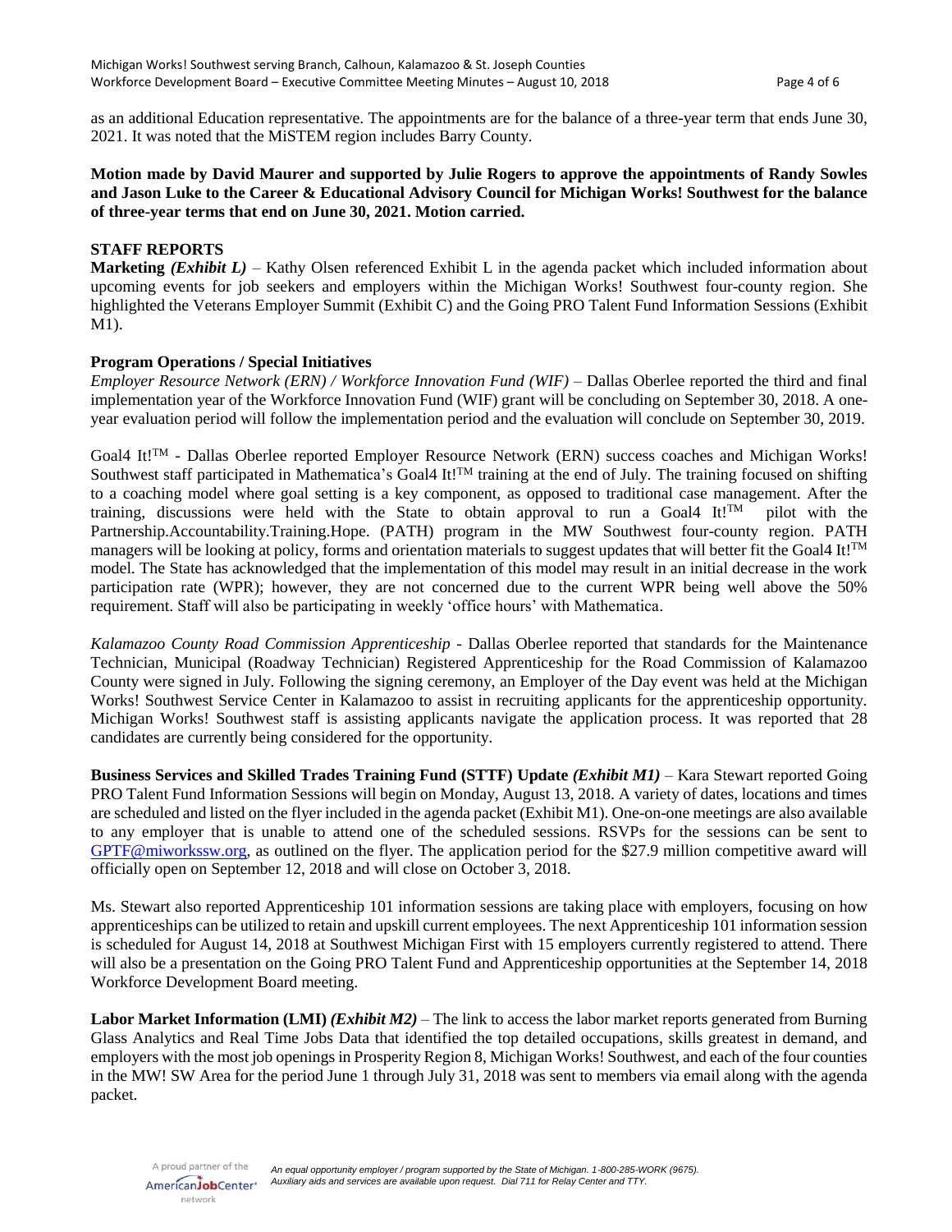as an additional Education representative. The appointments are for the balance of a three-year term that ends June 30, 2021. It was noted that the MiSTEM region includes Barry County.

**Motion made by David Maurer and supported by Julie Rogers to approve the appointments of Randy Sowles and Jason Luke to the Career & Educational Advisory Council for Michigan Works! Southwest for the balance of three-year terms that end on June 30, 2021. Motion carried.**

**STAFF REPORTS**

**Marketing *(Exhibit L)*** – Kathy Olsen referenced Exhibit L in the agenda packet which included information about upcoming events for job seekers and employers within the Michigan Works! Southwest four-county region. She highlighted the Veterans Employer Summit (Exhibit C) and the Going PRO Talent Fund Information Sessions (Exhibit M1).

**Program Operations / Special Initiatives**

*Employer Resource Network (ERN) / Workforce Innovation Fund (WIF)* – Dallas Oberlee reported the third and final implementation year of the Workforce Innovation Fund (WIF) grant will be concluding on September 30, 2018. A one-year evaluation period will follow the implementation period and the evaluation will conclude on September 30, 2019.

Goal4 It!™ - Dallas Oberlee reported Employer Resource Network (ERN) success coaches and Michigan Works! Southwest staff participated in Mathematica's Goal4 It!™ training at the end of July. The training focused on shifting to a coaching model where goal setting is a key component, as opposed to traditional case management. After the training, discussions were held with the State to obtain approval to run a Goal4 It!™ pilot with the Partnership.Accountability.Training.Hope. (PATH) program in the MW Southwest four-county region. PATH managers will be looking at policy, forms and orientation materials to suggest updates that will better fit the Goal4 It!™ model. The State has acknowledged that the implementation of this model may result in an initial decrease in the work participation rate (WPR); however, they are not concerned due to the current WPR being well above the 50% requirement. Staff will also be participating in weekly 'office hours' with Mathematica.

*Kalamazoo County Road Commission Apprenticeship* - Dallas Oberlee reported that standards for the Maintenance Technician, Municipal (Roadway Technician) Registered Apprenticeship for the Road Commission of Kalamazoo County were signed in July. Following the signing ceremony, an Employer of the Day event was held at the Michigan Works! Southwest Service Center in Kalamazoo to assist in recruiting applicants for the apprenticeship opportunity. Michigan Works! Southwest staff is assisting applicants navigate the application process. It was reported that 28 candidates are currently being considered for the opportunity.

**Business Services and Skilled Trades Training Fund (STTF) Update *(Exhibit M1)*** – Kara Stewart reported Going PRO Talent Fund Information Sessions will begin on Monday, August 13, 2018. A variety of dates, locations and times are scheduled and listed on the flyer included in the agenda packet (Exhibit M1). One-on-one meetings are also available to any employer that is unable to attend one of the scheduled sessions. RSVPs for the sessions can be sent to GPTF@miworkssw.org, as outlined on the flyer. The application period for the $27.9 million competitive award will officially open on September 12, 2018 and will close on October 3, 2018.

Ms. Stewart also reported Apprenticeship 101 information sessions are taking place with employers, focusing on how apprenticeships can be utilized to retain and upskill current employees. The next Apprenticeship 101 information session is scheduled for August 14, 2018 at Southwest Michigan First with 15 employers currently registered to attend. There will also be a presentation on the Going PRO Talent Fund and Apprenticeship opportunities at the September 14, 2018 Workforce Development Board meeting.

**Labor Market Information (LMI) *(Exhibit M2)*** – The link to access the labor market reports generated from Burning Glass Analytics and Real Time Jobs Data that identified the top detailed occupations, skills greatest in demand, and employers with the most job openings in Prosperity Region 8, Michigan Works! Southwest, and each of the four counties in the MW! SW Area for the period June 1 through July 31, 2018 was sent to members via email along with the agenda packet.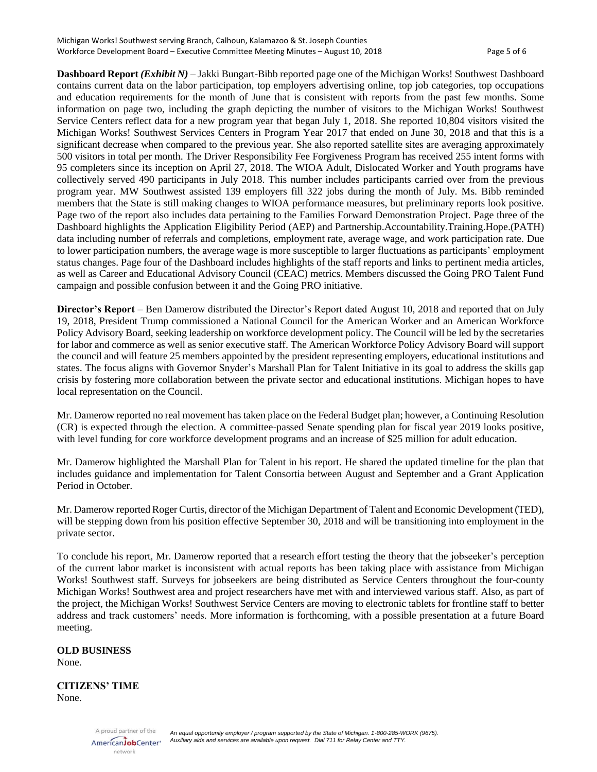**Dashboard Report *(Exhibit N)*** – Jakki Bungart-Bibb reported page one of the Michigan Works! Southwest Dashboard contains current data on the labor participation, top employers advertising online, top job categories, top occupations and education requirements for the month of June that is consistent with reports from the past few months. Some information on page two, including the graph depicting the number of visitors to the Michigan Works! Southwest Service Centers reflect data for a new program year that began July 1, 2018. She reported 10,804 visitors visited the Michigan Works! Southwest Services Centers in Program Year 2017 that ended on June 30, 2018 and that this is a significant decrease when compared to the previous year. She also reported satellite sites are averaging approximately 500 visitors in total per month. The Driver Responsibility Fee Forgiveness Program has received 255 intent forms with 95 completers since its inception on April 27, 2018. The WIOA Adult, Dislocated Worker and Youth programs have collectively served 490 participants in July 2018. This number includes participants carried over from the previous program year. MW Southwest assisted 139 employers fill 322 jobs during the month of July. Ms. Bibb reminded members that the State is still making changes to WIOA performance measures, but preliminary reports look positive. Page two of the report also includes data pertaining to the Families Forward Demonstration Project. Page three of the Dashboard highlights the Application Eligibility Period (AEP) and Partnership.Accountability.Training.Hope.(PATH) data including number of referrals and completions, employment rate, average wage, and work participation rate. Due to lower participation numbers, the average wage is more susceptible to larger fluctuations as participants' employment status changes. Page four of the Dashboard includes highlights of the staff reports and links to pertinent media articles, as well as Career and Educational Advisory Council (CEAC) metrics. Members discussed the Going PRO Talent Fund campaign and possible confusion between it and the Going PRO initiative.

**Director's Report** – Ben Damerow distributed the Director's Report dated August 10, 2018 and reported that on July 19, 2018, President Trump commissioned a National Council for the American Worker and an American Workforce Policy Advisory Board, seeking leadership on workforce development policy. The Council will be led by the secretaries for labor and commerce as well as senior executive staff. The American Workforce Policy Advisory Board will support the council and will feature 25 members appointed by the president representing employers, educational institutions and states. The focus aligns with Governor Snyder's Marshall Plan for Talent Initiative in its goal to address the skills gap crisis by fostering more collaboration between the private sector and educational institutions. Michigan hopes to have local representation on the Council.

Mr. Damerow reported no real movement has taken place on the Federal Budget plan; however, a Continuing Resolution (CR) is expected through the election. A committee-passed Senate spending plan for fiscal year 2019 looks positive, with level funding for core workforce development programs and an increase of $25 million for adult education.

Mr. Damerow highlighted the Marshall Plan for Talent in his report. He shared the updated timeline for the plan that includes guidance and implementation for Talent Consortia between August and September and a Grant Application Period in October.

Mr. Damerow reported Roger Curtis, director of the Michigan Department of Talent and Economic Development (TED), will be stepping down from his position effective September 30, 2018 and will be transitioning into employment in the private sector.

To conclude his report, Mr. Damerow reported that a research effort testing the theory that the jobseeker's perception of the current labor market is inconsistent with actual reports has been taking place with assistance from Michigan Works! Southwest staff. Surveys for jobseekers are being distributed as Service Centers throughout the four-county Michigan Works! Southwest area and project researchers have met with and interviewed various staff. Also, as part of the project, the Michigan Works! Southwest Service Centers are moving to electronic tablets for frontline staff to better address and track customers' needs. More information is forthcoming, with a possible presentation at a future Board meeting.

**OLD BUSINESS**
None.

**CITIZENS' TIME**
None.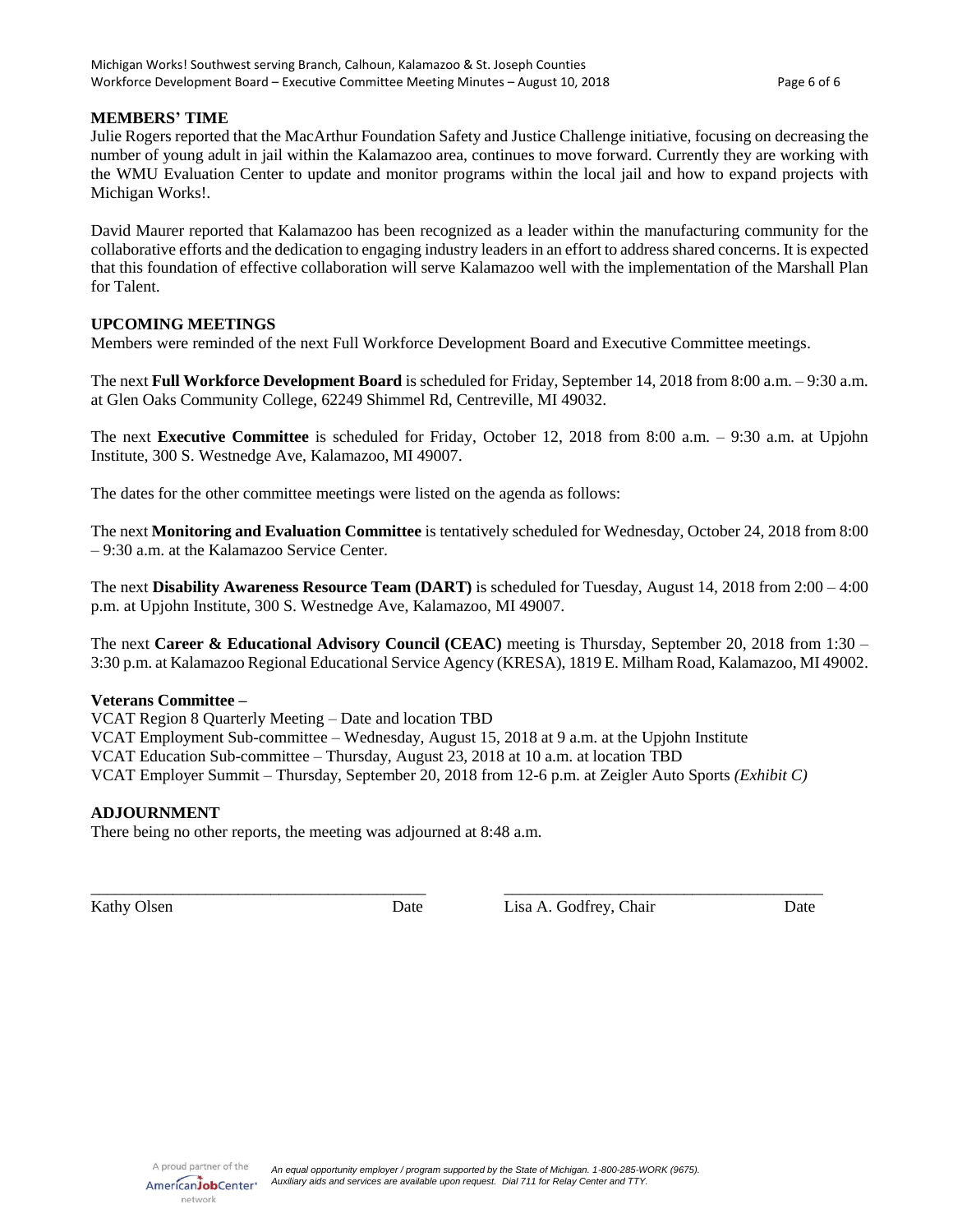## MEMBERS' TIME

Julie Rogers reported that the MacArthur Foundation Safety and Justice Challenge initiative, focusing on decreasing the number of young adult in jail within the Kalamazoo area, continues to move forward. Currently they are working with the WMU Evaluation Center to update and monitor programs within the local jail and how to expand projects with Michigan Works!.

David Maurer reported that Kalamazoo has been recognized as a leader within the manufacturing community for the collaborative efforts and the dedication to engaging industry leaders in an effort to address shared concerns. It is expected that this foundation of effective collaboration will serve Kalamazoo well with the implementation of the Marshall Plan for Talent.

## UPCOMING MEETINGS

Members were reminded of the next Full Workforce Development Board and Executive Committee meetings.

The next **Full Workforce Development Board** is scheduled for Friday, September 14, 2018 from 8:00 a.m. – 9:30 a.m. at Glen Oaks Community College, 62249 Shimmel Rd, Centreville, MI 49032.

The next **Executive Committee** is scheduled for Friday, October 12, 2018 from 8:00 a.m. – 9:30 a.m. at Upjohn Institute, 300 S. Westnedge Ave, Kalamazoo, MI 49007.

The dates for the other committee meetings were listed on the agenda as follows:

The next **Monitoring and Evaluation Committee** is tentatively scheduled for Wednesday, October 24, 2018 from 8:00 – 9:30 a.m. at the Kalamazoo Service Center.

The next **Disability Awareness Resource Team (DART)** is scheduled for Tuesday, August 14, 2018 from 2:00 – 4:00 p.m. at Upjohn Institute, 300 S. Westnedge Ave, Kalamazoo, MI 49007.

The next **Career & Educational Advisory Council (CEAC)** meeting is Thursday, September 20, 2018 from 1:30 – 3:30 p.m. at Kalamazoo Regional Educational Service Agency (KRESA), 1819 E. Milham Road, Kalamazoo, MI 49002.

**Veterans Committee –**

VCAT Region 8 Quarterly Meeting – Date and location TBD
VCAT Employment Sub-committee – Wednesday, August 15, 2018 at 9 a.m. at the Upjohn Institute
VCAT Education Sub-committee – Thursday, August 23, 2018 at 10 a.m. at location TBD
VCAT Employer Summit – Thursday, September 20, 2018 from 12-6 p.m. at Zeigler Auto Sports *(Exhibit C)*

## ADJOURNMENT

There being no other reports, the meeting was adjourned at 8:48 a.m.

_________________________________________ _______________________________________

Kathy Olsen Date Lisa A. Godfrey, Chair Date

A proud partner of the AmericanJobCenter network

*An equal opportunity employer / program supported by the State of Michigan. 1-800-285-WORK (9675). Auxiliary aids and services are available upon request. Dial 711 for Relay Center and TTY.*